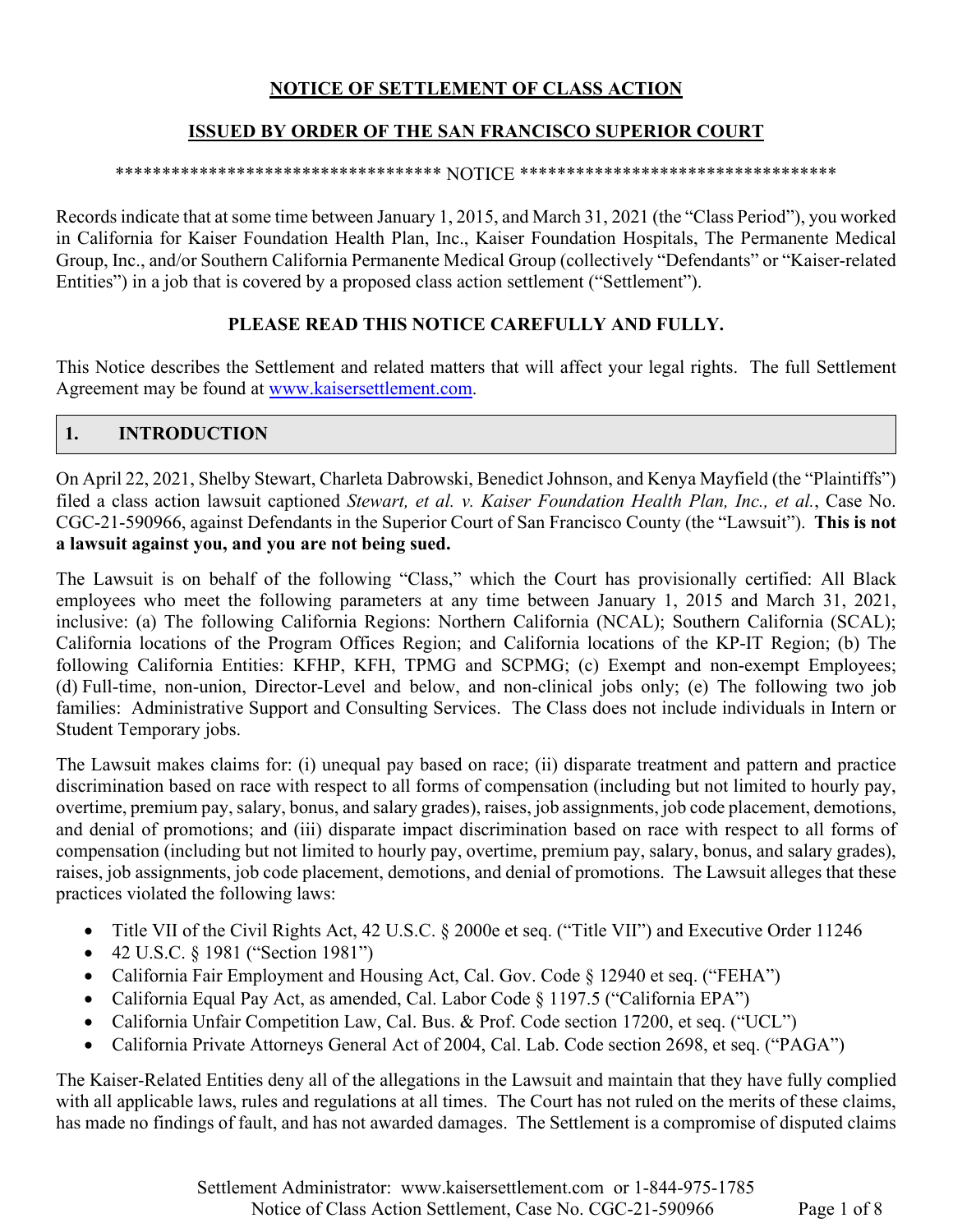# NOTICE OF SETTLEMENT OF CLASS ACTION

## ISSUED BY ORDER OF THE SAN FRANCISCO SUPERIOR COURT

*********************************** NOTICE ***********************************

Records indicate that at some time between January 1, 2015, and March 31, 2021 (the "Class Period"), you worked in California for Kaiser Foundation Health Plan, Inc., Kaiser Foundation Hospitals, The Permanente Medical Group, Inc., and/or Southern California Permanente Medical Group (collectively "Defendants" or "Kaiser-related Entities") in a job that is covered by a proposed class action settlement ("Settlement").

**PLEASE READ THIS NOTICE CAREFULLY AND FULLY.**

This Notice describes the Settlement and related matters that will affect your legal rights. The full Settlement Agreement may be found at www.kaisersettlement.com.

## 1. INTRODUCTION

On April 22, 2021, Shelby Stewart, Charleta Dabrowski, Benedict Johnson, and Kenya Mayfield (the "Plaintiffs") filed a class action lawsuit captioned *Stewart, et al. v. Kaiser Foundation Health Plan, Inc., et al.*, Case No. CGC-21-590966, against Defendants in the Superior Court of San Francisco County (the "Lawsuit"). **This is not a lawsuit against you, and you are not being sued.**

The Lawsuit is on behalf of the following "Class," which the Court has provisionally certified: All Black employees who meet the following parameters at any time between January 1, 2015 and March 31, 2021, inclusive: (a) The following California Regions: Northern California (NCAL); Southern California (SCAL); California locations of the Program Offices Region; and California locations of the KP-IT Region; (b) The following California Entities: KFHP, KFH, TPMG and SCPMG; (c) Exempt and non-exempt Employees; (d) Full-time, non-union, Director-Level and below, and non-clinical jobs only; (e) The following two job families: Administrative Support and Consulting Services. The Class does not include individuals in Intern or Student Temporary jobs.

The Lawsuit makes claims for: (i) unequal pay based on race; (ii) disparate treatment and pattern and practice discrimination based on race with respect to all forms of compensation (including but not limited to hourly pay, overtime, premium pay, salary, bonus, and salary grades), raises, job assignments, job code placement, demotions, and denial of promotions; and (iii) disparate impact discrimination based on race with respect to all forms of compensation (including but not limited to hourly pay, overtime, premium pay, salary, bonus, and salary grades), raises, job assignments, job code placement, demotions, and denial of promotions. The Lawsuit alleges that these practices violated the following laws:

- Title VII of the Civil Rights Act, 42 U.S.C. § 2000e et seq. ("Title VII") and Executive Order 11246
- 42 U.S.C. § 1981 ("Section 1981")
- California Fair Employment and Housing Act, Cal. Gov. Code § 12940 et seq. ("FEHA")
- California Equal Pay Act, as amended, Cal. Labor Code § 1197.5 ("California EPA")
- California Unfair Competition Law, Cal. Bus. & Prof. Code section 17200, et seq. ("UCL")
- California Private Attorneys General Act of 2004, Cal. Lab. Code section 2698, et seq. ("PAGA")

The Kaiser-Related Entities deny all of the allegations in the Lawsuit and maintain that they have fully complied with all applicable laws, rules and regulations at all times. The Court has not ruled on the merits of these claims, has made no findings of fault, and has not awarded damages. The Settlement is a compromise of disputed claims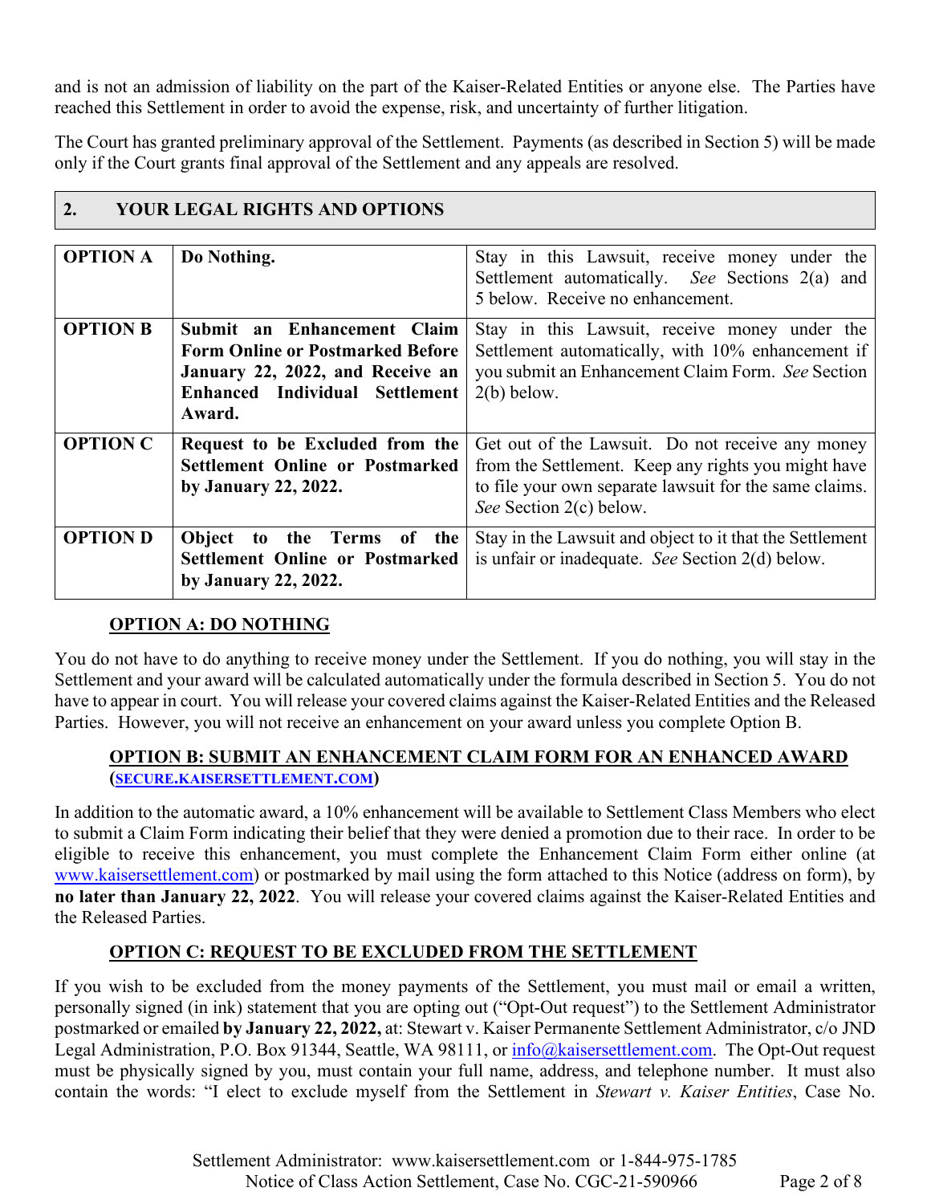and is not an admission of liability on the part of the Kaiser-Related Entities or anyone else. The Parties have reached this Settlement in order to avoid the expense, risk, and uncertainty of further litigation.

The Court has granted preliminary approval of the Settlement. Payments (as described in Section 5) will be made only if the Court grants final approval of the Settlement and any appeals are resolved.

## 2. YOUR LEGAL RIGHTS AND OPTIONS

| | | |
|---|---|---|
| **OPTION A** | **Do Nothing.** | Stay in this Lawsuit, receive money under the Settlement automatically. *See* Sections 2(a) and 5 below. Receive no enhancement. |
| **OPTION B** | **Submit an Enhancement Claim Form Online or Postmarked Before January 22, 2022, and Receive an Enhanced Individual Settlement Award.** | Stay in this Lawsuit, receive money under the Settlement automatically, with 10% enhancement if you submit an Enhancement Claim Form. *See* Section 2(b) below. |
| **OPTION C** | **Request to be Excluded from the Settlement Online or Postmarked by January 22, 2022.** | Get out of the Lawsuit. Do not receive any money from the Settlement. Keep any rights you might have to file your own separate lawsuit for the same claims. *See* Section 2(c) below. |
| **OPTION D** | **Object to the Terms of the Settlement Online or Postmarked by January 22, 2022.** | Stay in the Lawsuit and object to it that the Settlement is unfair or inadequate. *See* Section 2(d) below. |

### OPTION A: DO NOTHING

You do not have to do anything to receive money under the Settlement. If you do nothing, you will stay in the Settlement and your award will be calculated automatically under the formula described in Section 5. You do not have to appear in court. You will release your covered claims against the Kaiser-Related Entities and the Released Parties. However, you will not receive an enhancement on your award unless you complete Option B.

### OPTION B: SUBMIT AN ENHANCEMENT CLAIM FORM FOR AN ENHANCED AWARD (SECURE.KAISERSETTLEMENT.COM)

In addition to the automatic award, a 10% enhancement will be available to Settlement Class Members who elect to submit a Claim Form indicating their belief that they were denied a promotion due to their race. In order to be eligible to receive this enhancement, you must complete the Enhancement Claim Form either online (at www.kaisersettlement.com) or postmarked by mail using the form attached to this Notice (address on form), by **no later than January 22, 2022**. You will release your covered claims against the Kaiser-Related Entities and the Released Parties.

### OPTION C: REQUEST TO BE EXCLUDED FROM THE SETTLEMENT

If you wish to be excluded from the money payments of the Settlement, you must mail or email a written, personally signed (in ink) statement that you are opting out ("Opt-Out request") to the Settlement Administrator postmarked or emailed **by January 22, 2022,** at: Stewart v. Kaiser Permanente Settlement Administrator, c/o JND Legal Administration, P.O. Box 91344, Seattle, WA 98111, or info@kaisersettlement.com. The Opt-Out request must be physically signed by you, must contain your full name, address, and telephone number. It must also contain the words: "I elect to exclude myself from the Settlement in *Stewart v. Kaiser Entities*, Case No.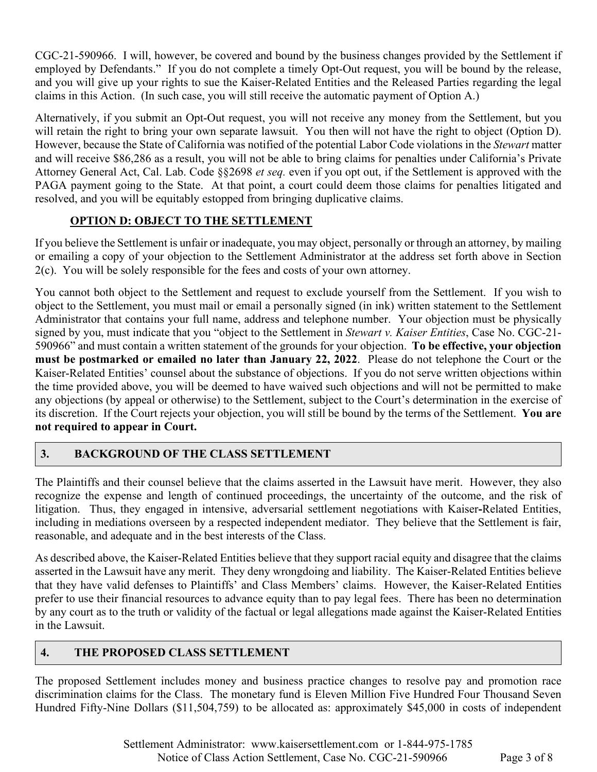CGC-21-590966. I will, however, be covered and bound by the business changes provided by the Settlement if employed by Defendants." If you do not complete a timely Opt-Out request, you will be bound by the release, and you will give up your rights to sue the Kaiser-Related Entities and the Released Parties regarding the legal claims in this Action. (In such case, you will still receive the automatic payment of Option A.)

Alternatively, if you submit an Opt-Out request, you will not receive any money from the Settlement, but you will retain the right to bring your own separate lawsuit. You then will not have the right to object (Option D). However, because the State of California was notified of the potential Labor Code violations in the *Stewart* matter and will receive $86,286 as a result, you will not be able to bring claims for penalties under California's Private Attorney General Act, Cal. Lab. Code §§2698 *et seq.* even if you opt out, if the Settlement is approved with the PAGA payment going to the State. At that point, a court could deem those claims for penalties litigated and resolved, and you will be equitably estopped from bringing duplicative claims.

**OPTION D: OBJECT TO THE SETTLEMENT**

If you believe the Settlement is unfair or inadequate, you may object, personally or through an attorney, by mailing or emailing a copy of your objection to the Settlement Administrator at the address set forth above in Section 2(c). You will be solely responsible for the fees and costs of your own attorney.

You cannot both object to the Settlement and request to exclude yourself from the Settlement. If you wish to object to the Settlement, you must mail or email a personally signed (in ink) written statement to the Settlement Administrator that contains your full name, address and telephone number. Your objection must be physically signed by you, must indicate that you "object to the Settlement in *Stewart v. Kaiser Entities*, Case No. CGC-21-590966" and must contain a written statement of the grounds for your objection. **To be effective, your objection must be postmarked or emailed no later than January 22, 2022**. Please do not telephone the Court or the Kaiser-Related Entities' counsel about the substance of objections. If you do not serve written objections within the time provided above, you will be deemed to have waived such objections and will not be permitted to make any objections (by appeal or otherwise) to the Settlement, subject to the Court's determination in the exercise of its discretion. If the Court rejects your objection, you will still be bound by the terms of the Settlement. **You are not required to appear in Court.**

## 3. BACKGROUND OF THE CLASS SETTLEMENT

The Plaintiffs and their counsel believe that the claims asserted in the Lawsuit have merit. However, they also recognize the expense and length of continued proceedings, the uncertainty of the outcome, and the risk of litigation. Thus, they engaged in intensive, adversarial settlement negotiations with Kaiser-Related Entities, including in mediations overseen by a respected independent mediator. They believe that the Settlement is fair, reasonable, and adequate and in the best interests of the Class.

As described above, the Kaiser-Related Entities believe that they support racial equity and disagree that the claims asserted in the Lawsuit have any merit. They deny wrongdoing and liability. The Kaiser-Related Entities believe that they have valid defenses to Plaintiffs' and Class Members' claims. However, the Kaiser-Related Entities prefer to use their financial resources to advance equity than to pay legal fees. There has been no determination by any court as to the truth or validity of the factual or legal allegations made against the Kaiser-Related Entities in the Lawsuit.

## 4. THE PROPOSED CLASS SETTLEMENT

The proposed Settlement includes money and business practice changes to resolve pay and promotion race discrimination claims for the Class. The monetary fund is Eleven Million Five Hundred Four Thousand Seven Hundred Fifty-Nine Dollars ($11,504,759) to be allocated as: approximately $45,000 in costs of independent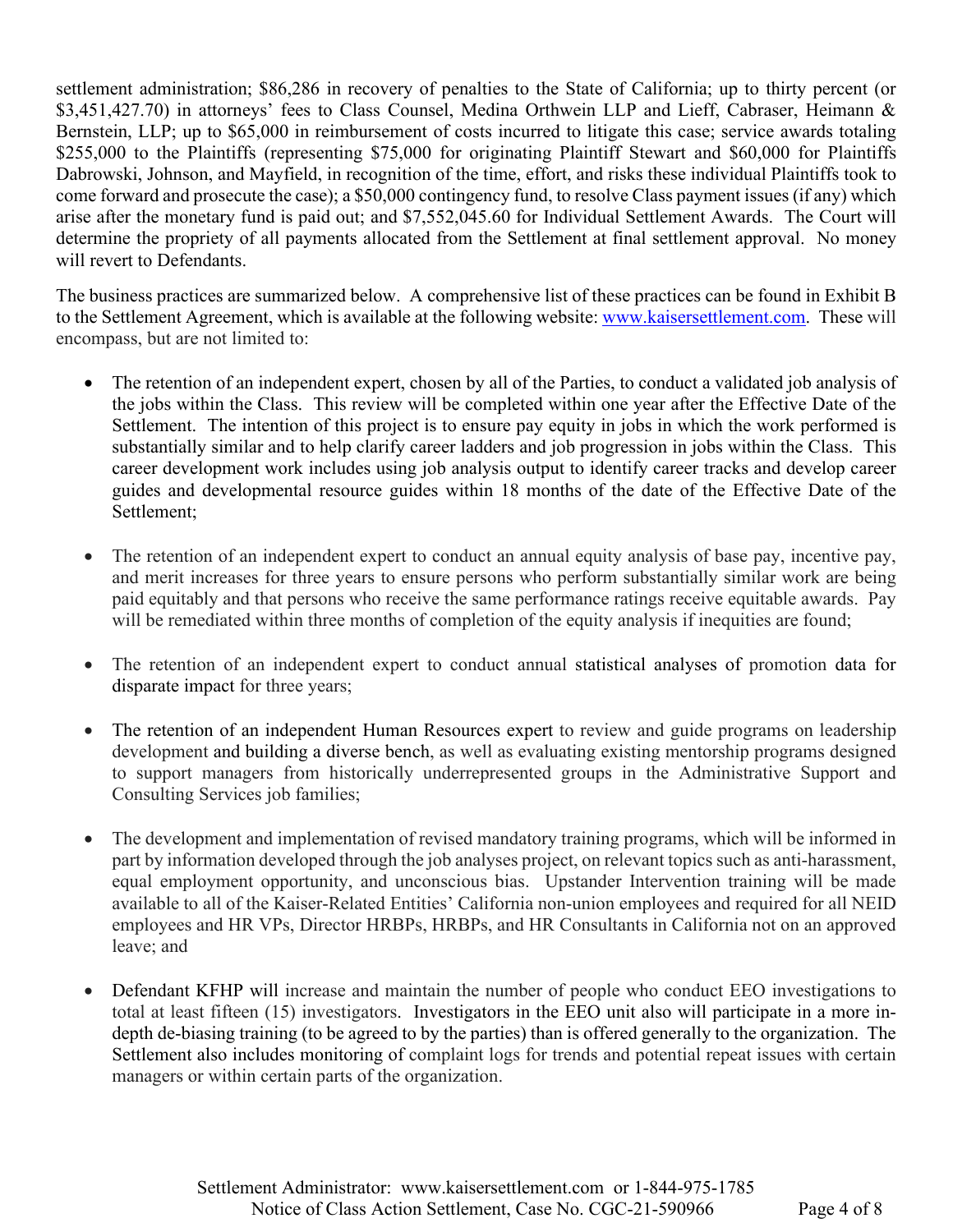settlement administration; $86,286 in recovery of penalties to the State of California; up to thirty percent (or $3,451,427.70) in attorneys' fees to Class Counsel, Medina Orthwein LLP and Lieff, Cabraser, Heimann & Bernstein, LLP; up to $65,000 in reimbursement of costs incurred to litigate this case; service awards totaling $255,000 to the Plaintiffs (representing $75,000 for originating Plaintiff Stewart and $60,000 for Plaintiffs Dabrowski, Johnson, and Mayfield, in recognition of the time, effort, and risks these individual Plaintiffs took to come forward and prosecute the case); a $50,000 contingency fund, to resolve Class payment issues (if any) which arise after the monetary fund is paid out; and $7,552,045.60 for Individual Settlement Awards. The Court will determine the propriety of all payments allocated from the Settlement at final settlement approval. No money will revert to Defendants.

The business practices are summarized below. A comprehensive list of these practices can be found in Exhibit B to the Settlement Agreement, which is available at the following website: www.kaisersettlement.com. These will encompass, but are not limited to:

- The retention of an independent expert, chosen by all of the Parties, to conduct a validated job analysis of the jobs within the Class. This review will be completed within one year after the Effective Date of the Settlement. The intention of this project is to ensure pay equity in jobs in which the work performed is substantially similar and to help clarify career ladders and job progression in jobs within the Class. This career development work includes using job analysis output to identify career tracks and develop career guides and developmental resource guides within 18 months of the date of the Effective Date of the Settlement;

- The retention of an independent expert to conduct an annual equity analysis of base pay, incentive pay, and merit increases for three years to ensure persons who perform substantially similar work are being paid equitably and that persons who receive the same performance ratings receive equitable awards. Pay will be remediated within three months of completion of the equity analysis if inequities are found;

- The retention of an independent expert to conduct annual statistical analyses of promotion data for disparate impact for three years;

- The retention of an independent Human Resources expert to review and guide programs on leadership development and building a diverse bench, as well as evaluating existing mentorship programs designed to support managers from historically underrepresented groups in the Administrative Support and Consulting Services job families;

- The development and implementation of revised mandatory training programs, which will be informed in part by information developed through the job analyses project, on relevant topics such as anti-harassment, equal employment opportunity, and unconscious bias. Upstander Intervention training will be made available to all of the Kaiser-Related Entities' California non-union employees and required for all NEID employees and HR VPs, Director HRBPs, HRBPs, and HR Consultants in California not on an approved leave; and

- Defendant KFHP will increase and maintain the number of people who conduct EEO investigations to total at least fifteen (15) investigators. Investigators in the EEO unit also will participate in a more in-depth de-biasing training (to be agreed to by the parties) than is offered generally to the organization. The Settlement also includes monitoring of complaint logs for trends and potential repeat issues with certain managers or within certain parts of the organization.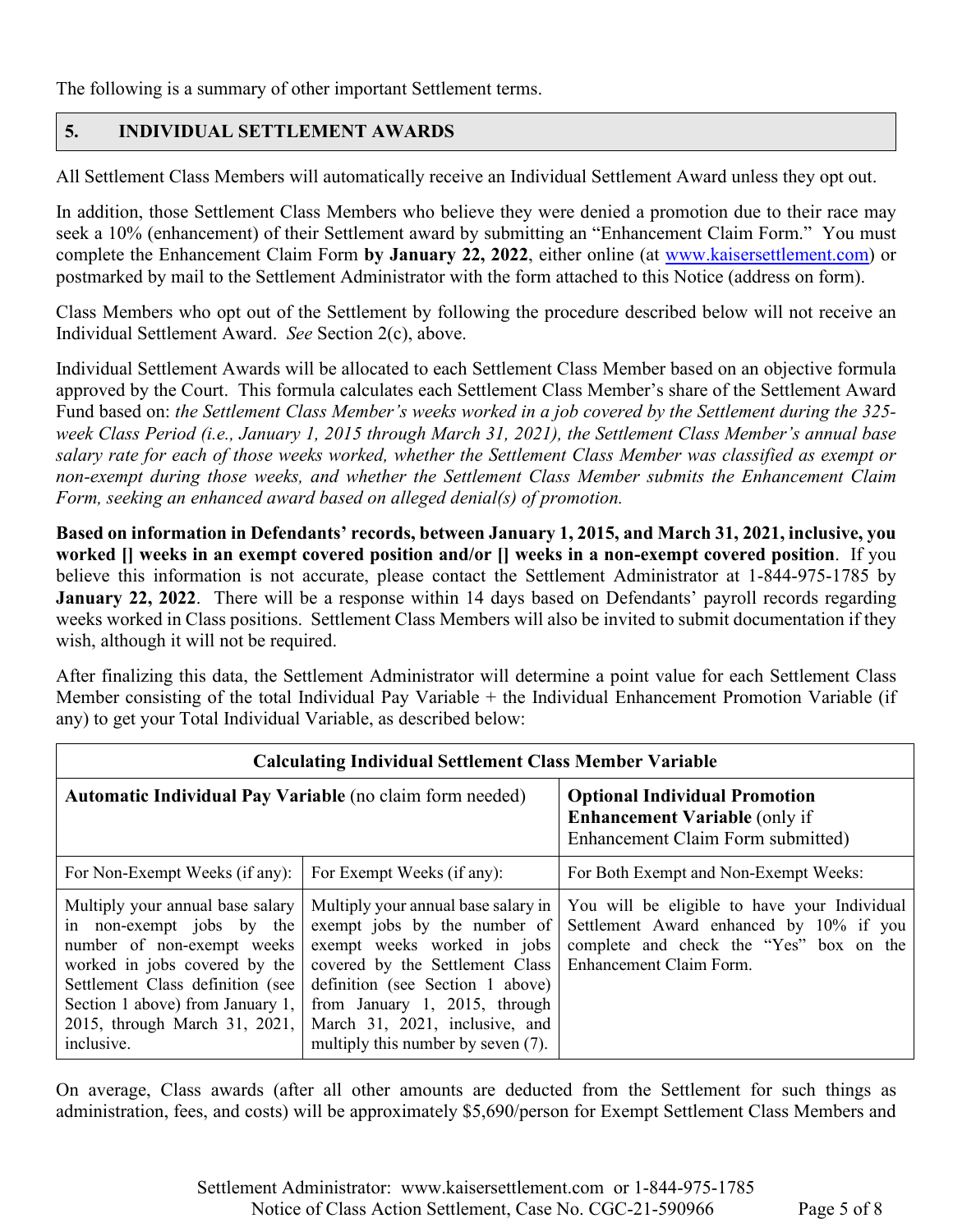The following is a summary of other important Settlement terms.

## 5. INDIVIDUAL SETTLEMENT AWARDS

All Settlement Class Members will automatically receive an Individual Settlement Award unless they opt out.

In addition, those Settlement Class Members who believe they were denied a promotion due to their race may seek a 10% (enhancement) of their Settlement award by submitting an "Enhancement Claim Form." You must complete the Enhancement Claim Form **by January 22, 2022**, either online (at www.kaisersettlement.com) or postmarked by mail to the Settlement Administrator with the form attached to this Notice (address on form).

Class Members who opt out of the Settlement by following the procedure described below will not receive an Individual Settlement Award. *See* Section 2(c), above.

Individual Settlement Awards will be allocated to each Settlement Class Member based on an objective formula approved by the Court. This formula calculates each Settlement Class Member's share of the Settlement Award Fund based on: *the Settlement Class Member's weeks worked in a job covered by the Settlement during the 325-week Class Period (i.e., January 1, 2015 through March 31, 2021), the Settlement Class Member's annual base salary rate for each of those weeks worked, whether the Settlement Class Member was classified as exempt or non-exempt during those weeks, and whether the Settlement Class Member submits the Enhancement Claim Form, seeking an enhanced award based on alleged denial(s) of promotion.*

**Based on information in Defendants' records, between January 1, 2015, and March 31, 2021, inclusive, you worked [] weeks in an exempt covered position and/or [] weeks in a non-exempt covered position**. If you believe this information is not accurate, please contact the Settlement Administrator at 1-844-975-1785 by **January 22, 2022**. There will be a response within 14 days based on Defendants' payroll records regarding weeks worked in Class positions. Settlement Class Members will also be invited to submit documentation if they wish, although it will not be required.

After finalizing this data, the Settlement Administrator will determine a point value for each Settlement Class Member consisting of the total Individual Pay Variable + the Individual Enhancement Promotion Variable (if any) to get your Total Individual Variable, as described below:

| **Calculating Individual Settlement Class Member Variable** | | |
|---|---|---|
| **Automatic Individual Pay Variable** (no claim form needed) | | **Optional Individual Promotion Enhancement Variable** (only if Enhancement Claim Form submitted) |
| For Non-Exempt Weeks (if any): | For Exempt Weeks (if any): | For Both Exempt and Non-Exempt Weeks: |
| Multiply your annual base salary in non-exempt jobs by the number of non-exempt weeks worked in jobs covered by the Settlement Class definition (see Section 1 above) from January 1, 2015, through March 31, 2021, inclusive. | Multiply your annual base salary in exempt jobs by the number of exempt weeks worked in jobs covered by the Settlement Class definition (see Section 1 above) from January 1, 2015, through March 31, 2021, inclusive, and multiply this number by seven (7). | You will be eligible to have your Individual Settlement Award enhanced by 10% if you complete and check the "Yes" box on the Enhancement Claim Form. |

On average, Class awards (after all other amounts are deducted from the Settlement for such things as administration, fees, and costs) will be approximately $5,690/person for Exempt Settlement Class Members and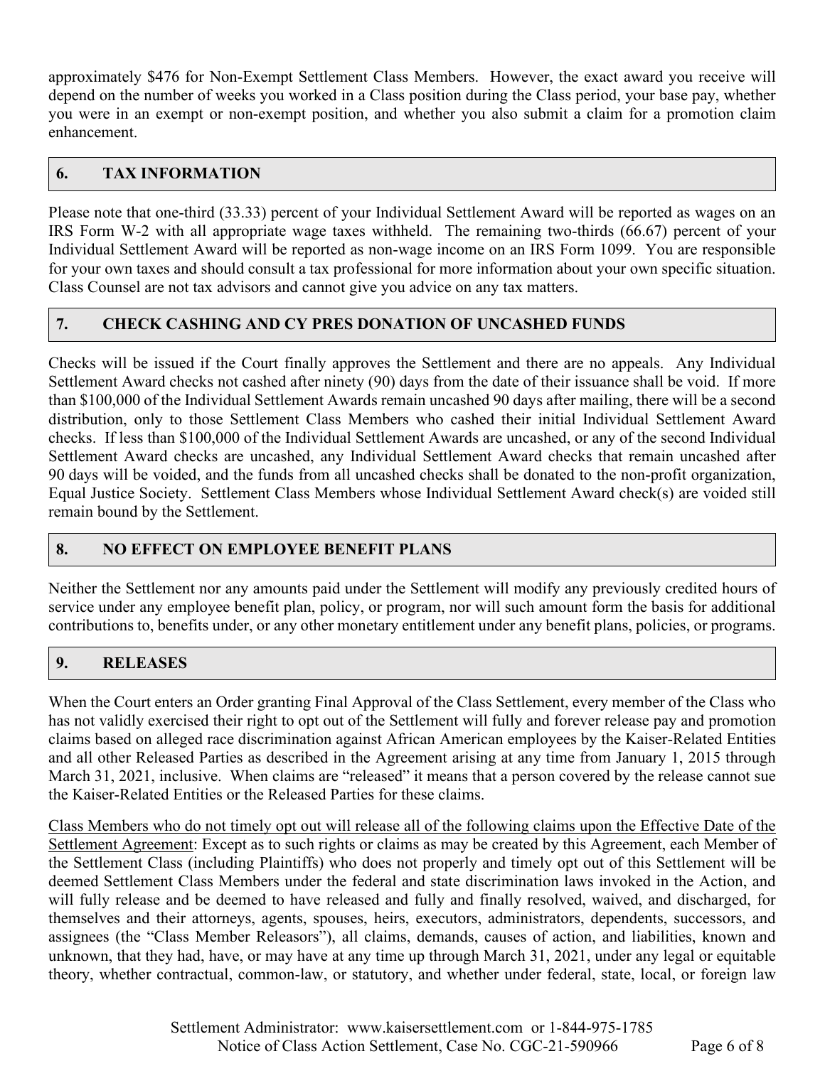approximately $476 for Non-Exempt Settlement Class Members. However, the exact award you receive will depend on the number of weeks you worked in a Class position during the Class period, your base pay, whether you were in an exempt or non-exempt position, and whether you also submit a claim for a promotion claim enhancement.

## 6. TAX INFORMATION

Please note that one-third (33.33) percent of your Individual Settlement Award will be reported as wages on an IRS Form W-2 with all appropriate wage taxes withheld. The remaining two-thirds (66.67) percent of your Individual Settlement Award will be reported as non-wage income on an IRS Form 1099. You are responsible for your own taxes and should consult a tax professional for more information about your own specific situation. Class Counsel are not tax advisors and cannot give you advice on any tax matters.

## 7. CHECK CASHING AND CY PRES DONATION OF UNCASHED FUNDS

Checks will be issued if the Court finally approves the Settlement and there are no appeals. Any Individual Settlement Award checks not cashed after ninety (90) days from the date of their issuance shall be void. If more than $100,000 of the Individual Settlement Awards remain uncashed 90 days after mailing, there will be a second distribution, only to those Settlement Class Members who cashed their initial Individual Settlement Award checks. If less than $100,000 of the Individual Settlement Awards are uncashed, or any of the second Individual Settlement Award checks are uncashed, any Individual Settlement Award checks that remain uncashed after 90 days will be voided, and the funds from all uncashed checks shall be donated to the non-profit organization, Equal Justice Society. Settlement Class Members whose Individual Settlement Award check(s) are voided still remain bound by the Settlement.

## 8. NO EFFECT ON EMPLOYEE BENEFIT PLANS

Neither the Settlement nor any amounts paid under the Settlement will modify any previously credited hours of service under any employee benefit plan, policy, or program, nor will such amount form the basis for additional contributions to, benefits under, or any other monetary entitlement under any benefit plans, policies, or programs.

## 9. RELEASES

When the Court enters an Order granting Final Approval of the Class Settlement, every member of the Class who has not validly exercised their right to opt out of the Settlement will fully and forever release pay and promotion claims based on alleged race discrimination against African American employees by the Kaiser-Related Entities and all other Released Parties as described in the Agreement arising at any time from January 1, 2015 through March 31, 2021, inclusive. When claims are "released" it means that a person covered by the release cannot sue the Kaiser-Related Entities or the Released Parties for these claims.

<u>Class Members who do not timely opt out will release all of the following claims upon the Effective Date of the Settlement Agreement</u>: Except as to such rights or claims as may be created by this Agreement, each Member of the Settlement Class (including Plaintiffs) who does not properly and timely opt out of this Settlement will be deemed Settlement Class Members under the federal and state discrimination laws invoked in the Action, and will fully release and be deemed to have released and fully and finally resolved, waived, and discharged, for themselves and their attorneys, agents, spouses, heirs, executors, administrators, dependents, successors, and assignees (the "Class Member Releasors"), all claims, demands, causes of action, and liabilities, known and unknown, that they had, have, or may have at any time up through March 31, 2021, under any legal or equitable theory, whether contractual, common-law, or statutory, and whether under federal, state, local, or foreign law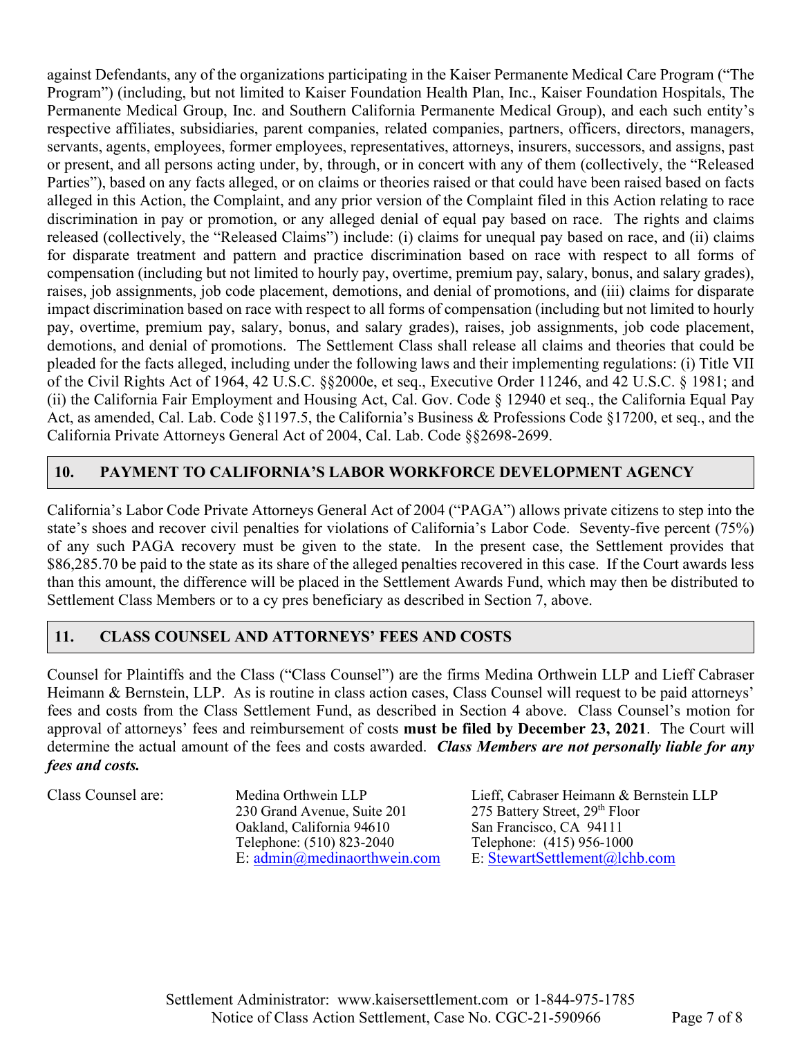against Defendants, any of the organizations participating in the Kaiser Permanente Medical Care Program ("The Program") (including, but not limited to Kaiser Foundation Health Plan, Inc., Kaiser Foundation Hospitals, The Permanente Medical Group, Inc. and Southern California Permanente Medical Group), and each such entity's respective affiliates, subsidiaries, parent companies, related companies, partners, officers, directors, managers, servants, agents, employees, former employees, representatives, attorneys, insurers, successors, and assigns, past or present, and all persons acting under, by, through, or in concert with any of them (collectively, the "Released Parties"), based on any facts alleged, or on claims or theories raised or that could have been raised based on facts alleged in this Action, the Complaint, and any prior version of the Complaint filed in this Action relating to race discrimination in pay or promotion, or any alleged denial of equal pay based on race. The rights and claims released (collectively, the "Released Claims") include: (i) claims for unequal pay based on race, and (ii) claims for disparate treatment and pattern and practice discrimination based on race with respect to all forms of compensation (including but not limited to hourly pay, overtime, premium pay, salary, bonus, and salary grades), raises, job assignments, job code placement, demotions, and denial of promotions, and (iii) claims for disparate impact discrimination based on race with respect to all forms of compensation (including but not limited to hourly pay, overtime, premium pay, salary, bonus, and salary grades), raises, job assignments, job code placement, demotions, and denial of promotions. The Settlement Class shall release all claims and theories that could be pleaded for the facts alleged, including under the following laws and their implementing regulations: (i) Title VII of the Civil Rights Act of 1964, 42 U.S.C. §§2000e, et seq., Executive Order 11246, and 42 U.S.C. § 1981; and (ii) the California Fair Employment and Housing Act, Cal. Gov. Code § 12940 et seq., the California Equal Pay Act, as amended, Cal. Lab. Code §1197.5, the California's Business & Professions Code §17200, et seq., and the California Private Attorneys General Act of 2004, Cal. Lab. Code §§2698-2699.

## 10. PAYMENT TO CALIFORNIA'S LABOR WORKFORCE DEVELOPMENT AGENCY

California's Labor Code Private Attorneys General Act of 2004 ("PAGA") allows private citizens to step into the state's shoes and recover civil penalties for violations of California's Labor Code. Seventy-five percent (75%) of any such PAGA recovery must be given to the state. In the present case, the Settlement provides that $86,285.70 be paid to the state as its share of the alleged penalties recovered in this case. If the Court awards less than this amount, the difference will be placed in the Settlement Awards Fund, which may then be distributed to Settlement Class Members or to a cy pres beneficiary as described in Section 7, above.

## 11. CLASS COUNSEL AND ATTORNEYS' FEES AND COSTS

Counsel for Plaintiffs and the Class ("Class Counsel") are the firms Medina Orthwein LLP and Lieff Cabraser Heimann & Bernstein, LLP. As is routine in class action cases, Class Counsel will request to be paid attorneys' fees and costs from the Class Settlement Fund, as described in Section 4 above. Class Counsel's motion for approval of attorneys' fees and reimbursement of costs **must be filed by December 23, 2021**. The Court will determine the actual amount of the fees and costs awarded. ***Class Members are not personally liable for any fees and costs.***

Class Counsel are:

Medina Orthwein LLP
230 Grand Avenue, Suite 201
Oakland, California 94610
Telephone: (510) 823-2040
E: admin@medinaorthwein.com

Lieff, Cabraser Heimann & Bernstein LLP
275 Battery Street, 29th Floor
San Francisco, CA 94111
Telephone: (415) 956-1000
E: StewartSettlement@lchb.com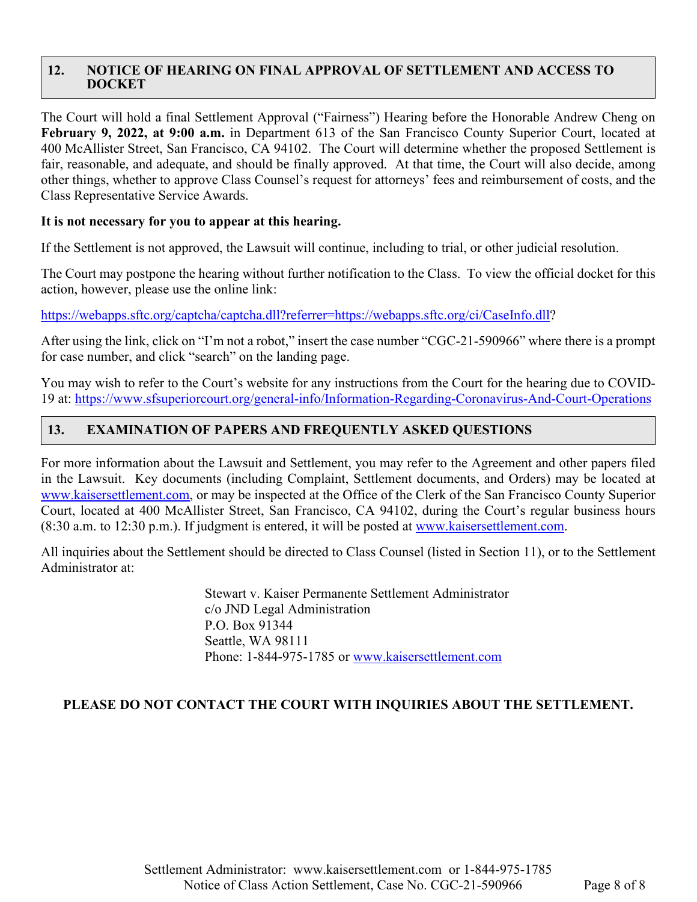## 12. NOTICE OF HEARING ON FINAL APPROVAL OF SETTLEMENT AND ACCESS TO DOCKET

The Court will hold a final Settlement Approval ("Fairness") Hearing before the Honorable Andrew Cheng on **February 9, 2022, at 9:00 a.m.** in Department 613 of the San Francisco County Superior Court, located at 400 McAllister Street, San Francisco, CA 94102. The Court will determine whether the proposed Settlement is fair, reasonable, and adequate, and should be finally approved. At that time, the Court will also decide, among other things, whether to approve Class Counsel's request for attorneys' fees and reimbursement of costs, and the Class Representative Service Awards.

**It is not necessary for you to appear at this hearing.**

If the Settlement is not approved, the Lawsuit will continue, including to trial, or other judicial resolution.

The Court may postpone the hearing without further notification to the Class. To view the official docket for this action, however, please use the online link:

https://webapps.sftc.org/captcha/captcha.dll?referrer=https://webapps.sftc.org/ci/CaseInfo.dll?

After using the link, click on "I'm not a robot," insert the case number "CGC-21-590966" where there is a prompt for case number, and click "search" on the landing page.

You may wish to refer to the Court's website for any instructions from the Court for the hearing due to COVID-19 at: https://www.sfsuperiorcourt.org/general-info/Information-Regarding-Coronavirus-And-Court-Operations

## 13. EXAMINATION OF PAPERS AND FREQUENTLY ASKED QUESTIONS

For more information about the Lawsuit and Settlement, you may refer to the Agreement and other papers filed in the Lawsuit. Key documents (including Complaint, Settlement documents, and Orders) may be located at www.kaisersettlement.com, or may be inspected at the Office of the Clerk of the San Francisco County Superior Court, located at 400 McAllister Street, San Francisco, CA 94102, during the Court's regular business hours (8:30 a.m. to 12:30 p.m.). If judgment is entered, it will be posted at www.kaisersettlement.com.

All inquiries about the Settlement should be directed to Class Counsel (listed in Section 11), or to the Settlement Administrator at:

Stewart v. Kaiser Permanente Settlement Administrator
c/o JND Legal Administration
P.O. Box 91344
Seattle, WA 98111
Phone: 1-844-975-1785 or www.kaisersettlement.com

**PLEASE DO NOT CONTACT THE COURT WITH INQUIRIES ABOUT THE SETTLEMENT.**